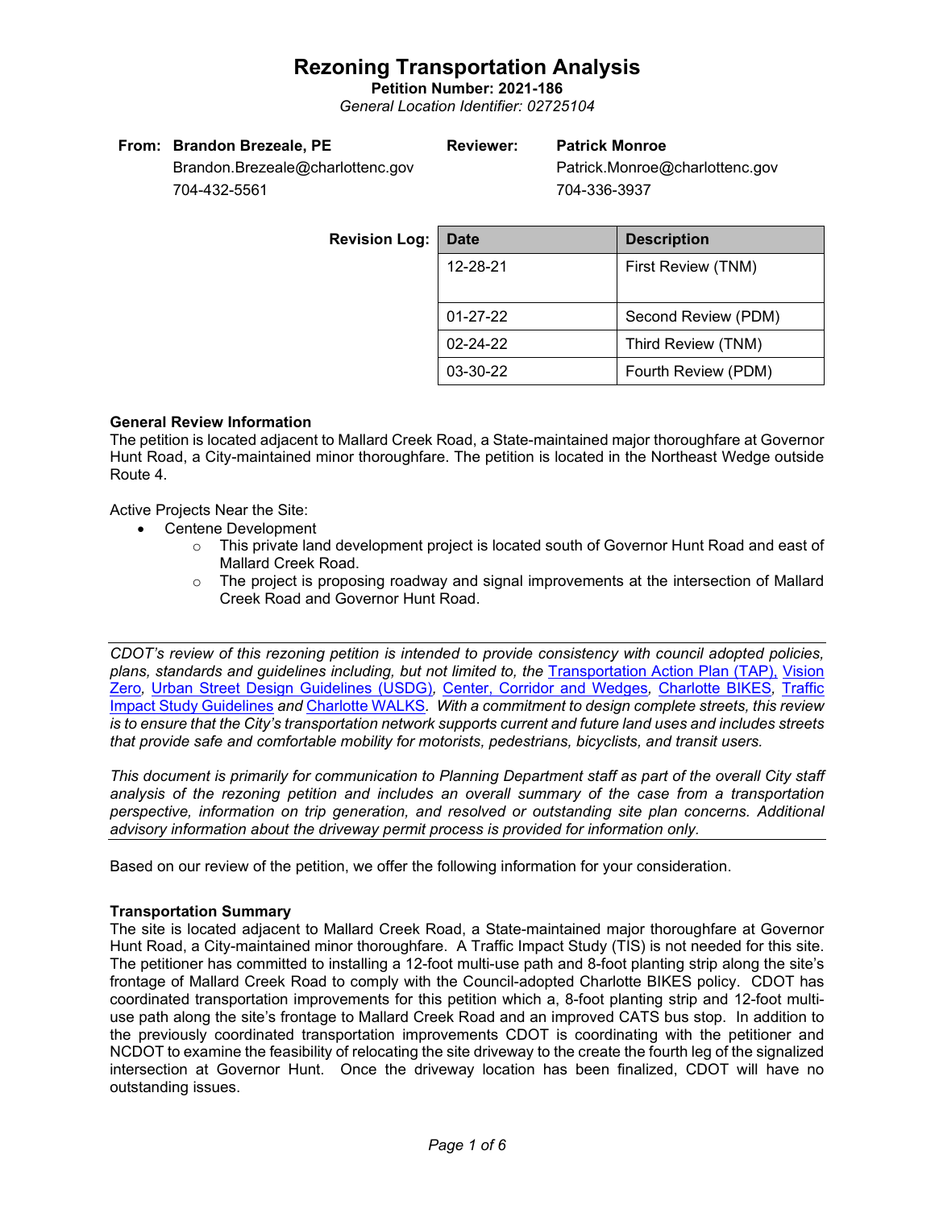# Rezoning Transportation Analysis

**Petition Number: 2021-186**

*General Location Identifier: 02725104*

**From: Brandon Brezeale, PE**
Brandon.Brezeale@charlottenc.gov
704-432-5561

**Reviewer: Patrick Monroe**
Patrick.Monroe@charlottenc.gov
704-336-3937

**Revision Log:**

| Date | Description |
|---|---|
| 12-28-21 | First Review (TNM) |
| 01-27-22 | Second Review (PDM) |
| 02-24-22 | Third Review (TNM) |
| 03-30-22 | Fourth Review (PDM) |

**General Review Information**

The petition is located adjacent to Mallard Creek Road, a State-maintained major thoroughfare at Governor Hunt Road, a City-maintained minor thoroughfare. The petition is located in the Northeast Wedge outside Route 4.

Active Projects Near the Site:

- Centene Development
  - This private land development project is located south of Governor Hunt Road and east of Mallard Creek Road.
  - The project is proposing roadway and signal improvements at the intersection of Mallard Creek Road and Governor Hunt Road.

*CDOT's review of this rezoning petition is intended to provide consistency with council adopted policies, plans, standards and guidelines including, but not limited to, the Transportation Action Plan (TAP), Vision Zero, Urban Street Design Guidelines (USDG), Center, Corridor and Wedges, Charlotte BIKES, Traffic Impact Study Guidelines and Charlotte WALKS. With a commitment to design complete streets, this review is to ensure that the City's transportation network supports current and future land uses and includes streets that provide safe and comfortable mobility for motorists, pedestrians, bicyclists, and transit users.*

*This document is primarily for communication to Planning Department staff as part of the overall City staff analysis of the rezoning petition and includes an overall summary of the case from a transportation perspective, information on trip generation, and resolved or outstanding site plan concerns. Additional advisory information about the driveway permit process is provided for information only.*

Based on our review of the petition, we offer the following information for your consideration.

**Transportation Summary**

The site is located adjacent to Mallard Creek Road, a State-maintained major thoroughfare at Governor Hunt Road, a City-maintained minor thoroughfare. A Traffic Impact Study (TIS) is not needed for this site. The petitioner has committed to installing a 12-foot multi-use path and 8-foot planting strip along the site's frontage of Mallard Creek Road to comply with the Council-adopted Charlotte BIKES policy. CDOT has coordinated transportation improvements for this petition which a, 8-foot planting strip and 12-foot multi-use path along the site's frontage to Mallard Creek Road and an improved CATS bus stop. In addition to the previously coordinated transportation improvements CDOT is coordinating with the petitioner and NCDOT to examine the feasibility of relocating the site driveway to the create the fourth leg of the signalized intersection at Governor Hunt. Once the driveway location has been finalized, CDOT will have no outstanding issues.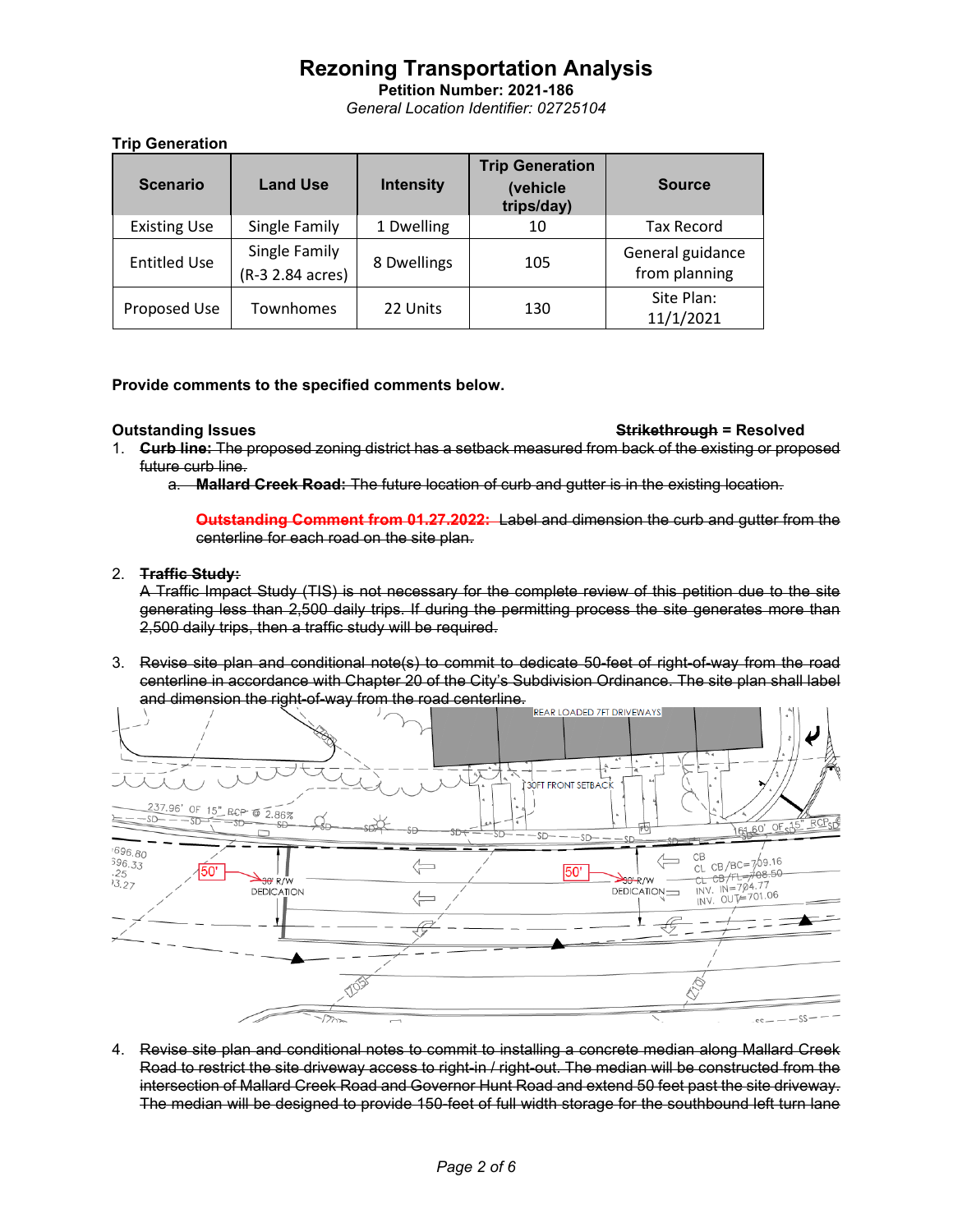# Rezoning Transportation Analysis

**Petition Number: 2021-186**

*General Location Identifier: 02725104*

**Trip Generation**

| Scenario | Land Use | Intensity | Trip Generation (vehicle trips/day) | Source |
|---|---|---|---|---|
| Existing Use | Single Family | 1 Dwelling | 10 | Tax Record |
| Entitled Use | Single Family (R-3 2.84 acres) | 8 Dwellings | 105 | General guidance from planning |
| Proposed Use | Townhomes | 22 Units | 130 | Site Plan: 11/1/2021 |

**Provide comments to the specified comments below.**

**Outstanding Issues** ~~**Strikethrough**~~ **= Resolved**

1. ~~**Curb line:** The proposed zoning district has a setback measured from back of the existing or proposed future curb line.~~
   a. ~~**Mallard Creek Road:** The future location of curb and gutter is in the existing location.~~

   ~~**Outstanding Comment from 01.27.2022:** Label and dimension the curb and gutter from the centerline for each road on the site plan.~~

2. ~~**Traffic Study:**~~
   ~~A Traffic Impact Study (TIS) is not necessary for the complete review of this petition due to the site generating less than 2,500 daily trips. If during the permitting process the site generates more than 2,500 daily trips, then a traffic study will be required.~~

3. ~~Revise site plan and conditional note(s) to commit to dedicate 50-feet of right-of-way from the road centerline in accordance with Chapter 20 of the City's Subdivision Ordinance. The site plan shall label and dimension the right-of-way from the road centerline.~~

4. ~~Revise site plan and conditional notes to commit to installing a concrete median along Mallard Creek Road to restrict the site driveway access to right-in / right-out. The median will be constructed from the intersection of Mallard Creek Road and Governor Hunt Road and extend 50 feet past the site driveway. The median will be designed to provide 150-feet of full width storage for the southbound left turn lane~~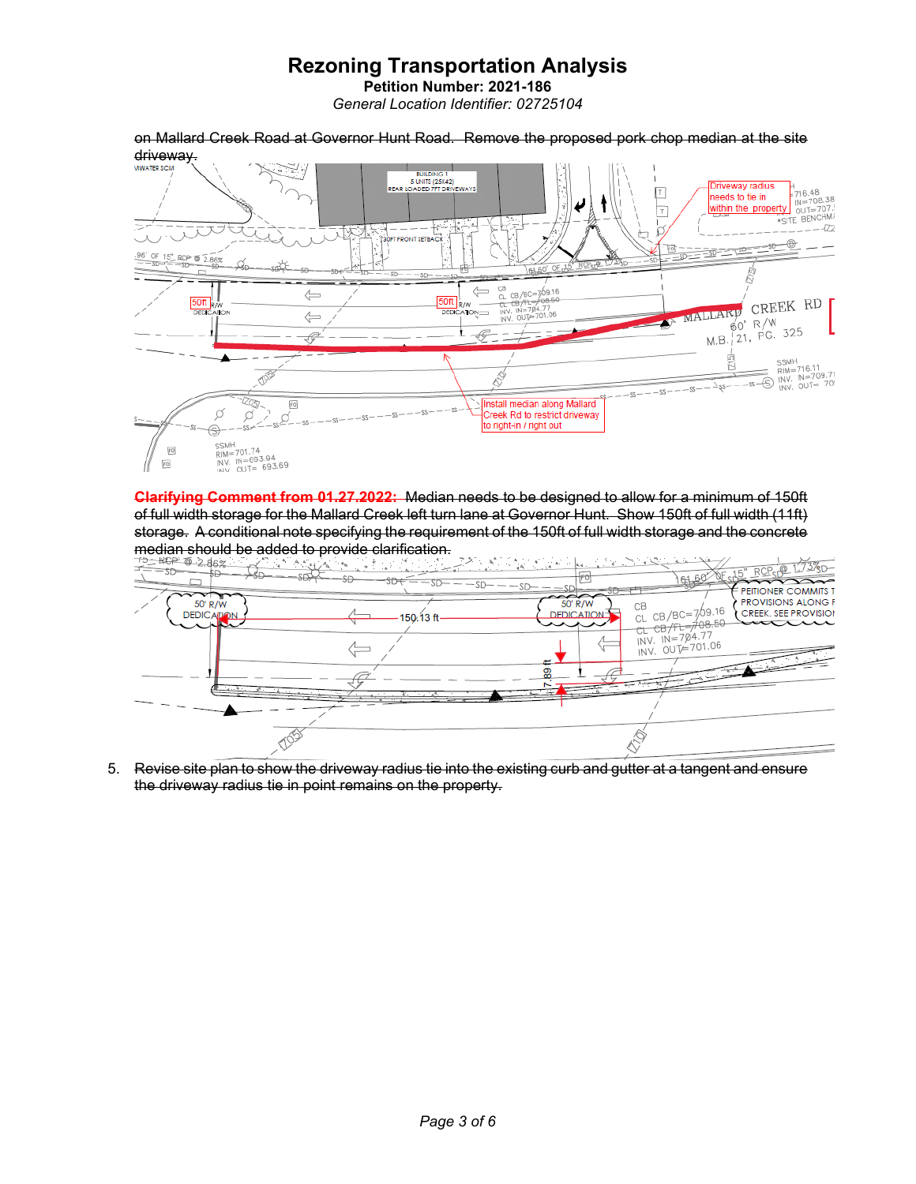# Rezoning Transportation Analysis

**Petition Number: 2021-186**

*General Location Identifier: 02725104*

~~on Mallard Creek Road at Governor Hunt Road. Remove the proposed pork chop median at the site driveway.~~

~~**Clarifying Comment from 01.27.2022:** Median needs to be designed to allow for a minimum of 150ft of full width storage for the Mallard Creek left turn lane at Governor Hunt. Show 150ft of full width (11ft) storage. A conditional note specifying the requirement of the 150ft of full width storage and the concrete median should be added to provide clarification.~~

5. ~~Revise site plan to show the driveway radius tie into the existing curb and gutter at a tangent and ensure the driveway radius tie in point remains on the property.~~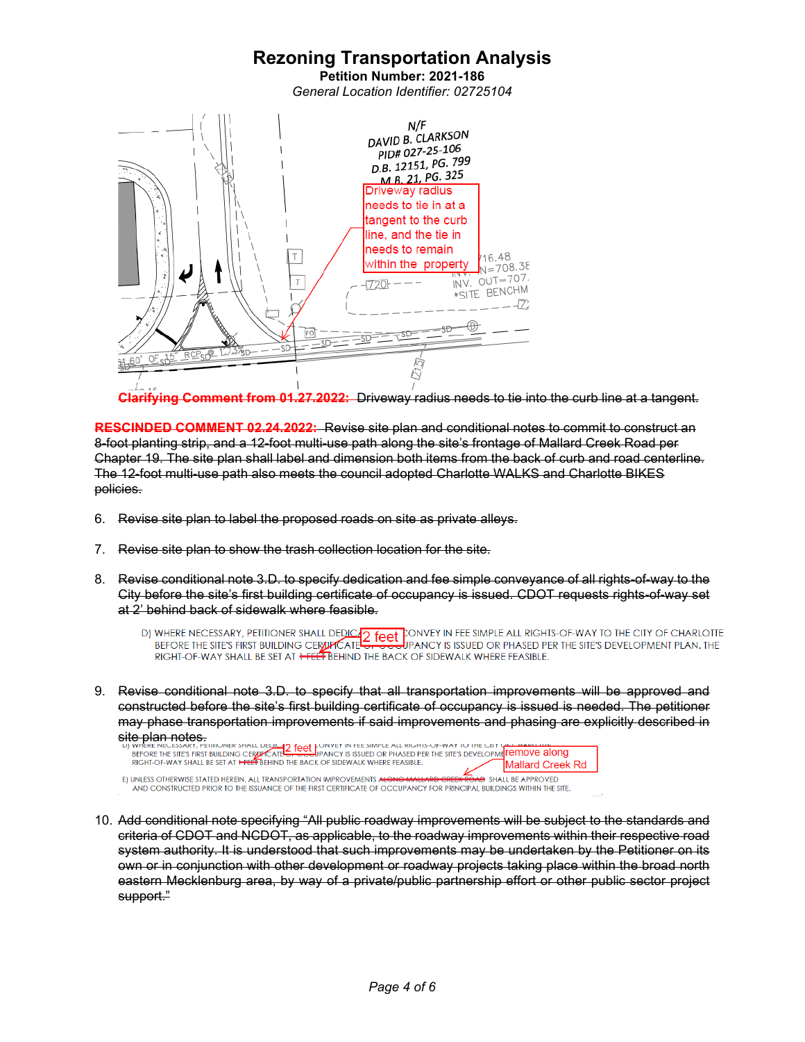# Rezoning Transportation Analysis

**Petition Number: 2021-186**

*General Location Identifier: 02725104*

N/F
DAVID B. CLARKSON
PID# 027-25-106
D.B. 12151, PG. 799
M.B. 21, PG. 325

Driveway radius needs to tie in at a tangent to the curb line, and the tie in needs to remain within the property

**Clarifying Comment from 01.27.2022:** Driveway radius needs to tie into the curb line at a tangent.

~~**RESCINDED COMMENT 02.24.2022:** Revise site plan and conditional notes to commit to construct an 8-foot planting strip, and a 12-foot multi-use path along the site's frontage of Mallard Creek Road per Chapter 19. The site plan shall label and dimension both items from the back of curb and road centerline. The 12-foot multi-use path also meets the council adopted Charlotte WALKS and Charlotte BIKES policies.~~

6. ~~Revise site plan to label the proposed roads on site as private alleys.~~

7. ~~Revise site plan to show the trash collection location for the site.~~

8. ~~Revise conditional note 3.D. to specify dedication and fee simple conveyance of all rights-of-way to the City before the site's first building certificate of occupancy is issued. CDOT requests rights-of-way set at 2' behind back of sidewalk where feasible.~~

   D) WHERE NECESSARY, PETITIONER SHALL DEDICATE AND CONVEY IN FEE SIMPLE ALL RIGHTS-OF-WAY TO THE CITY OF CHARLOTTE BEFORE THE SITE'S FIRST BUILDING CERTIFICATE OF OCCUPANCY IS ISSUED OR PHASED PER THE SITE'S DEVELOPMENT PLAN. THE RIGHT-OF-WAY SHALL BE SET AT ~~1 FEET~~ BEHIND THE BACK OF SIDEWALK WHERE FEASIBLE. [2 feet]

9. ~~Revise conditional note 3.D. to specify that all transportation improvements will be approved and constructed before the site's first building certificate of occupancy is issued is needed. The petitioner may phase transportation improvements if said improvements and phasing are explicitly described in site plan notes.~~

   D) WHERE NECESSARY, PETITIONER SHALL DEDICATE AND CONVEY IN FEE SIMPLE ALL RIGHTS-OF-WAY TO THE CITY OF CHARLOTTE BEFORE THE SITE'S FIRST BUILDING CERTIFICATE OF OCCUPANCY IS ISSUED OR PHASED PER THE SITE'S DEVELOPMENT PLAN. THE RIGHT-OF-WAY SHALL BE SET AT ~~1 FEET~~ BEHIND THE BACK OF SIDEWALK WHERE FEASIBLE. [2 feet]

   E) UNLESS OTHERWISE STATED HEREIN, ALL TRANSPORTATION IMPROVEMENTS ~~ALONG MALLARD CREEK ROAD~~ SHALL BE APPROVED AND CONSTRUCTED PRIOR TO THE ISSUANCE OF THE FIRST CERTIFICATE OF OCCUPANCY FOR PRINCIPAL BUILDINGS WITHIN THE SITE. [remove along Mallard Creek Rd]

10. ~~Add conditional note specifying "All public roadway improvements will be subject to the standards and criteria of CDOT and NCDOT, as applicable, to the roadway improvements within their respective road system authority. It is understood that such improvements may be undertaken by the Petitioner on its own or in conjunction with other development or roadway projects taking place within the broad north eastern Mecklenburg area, by way of a private/public partnership effort or other public sector project support."~~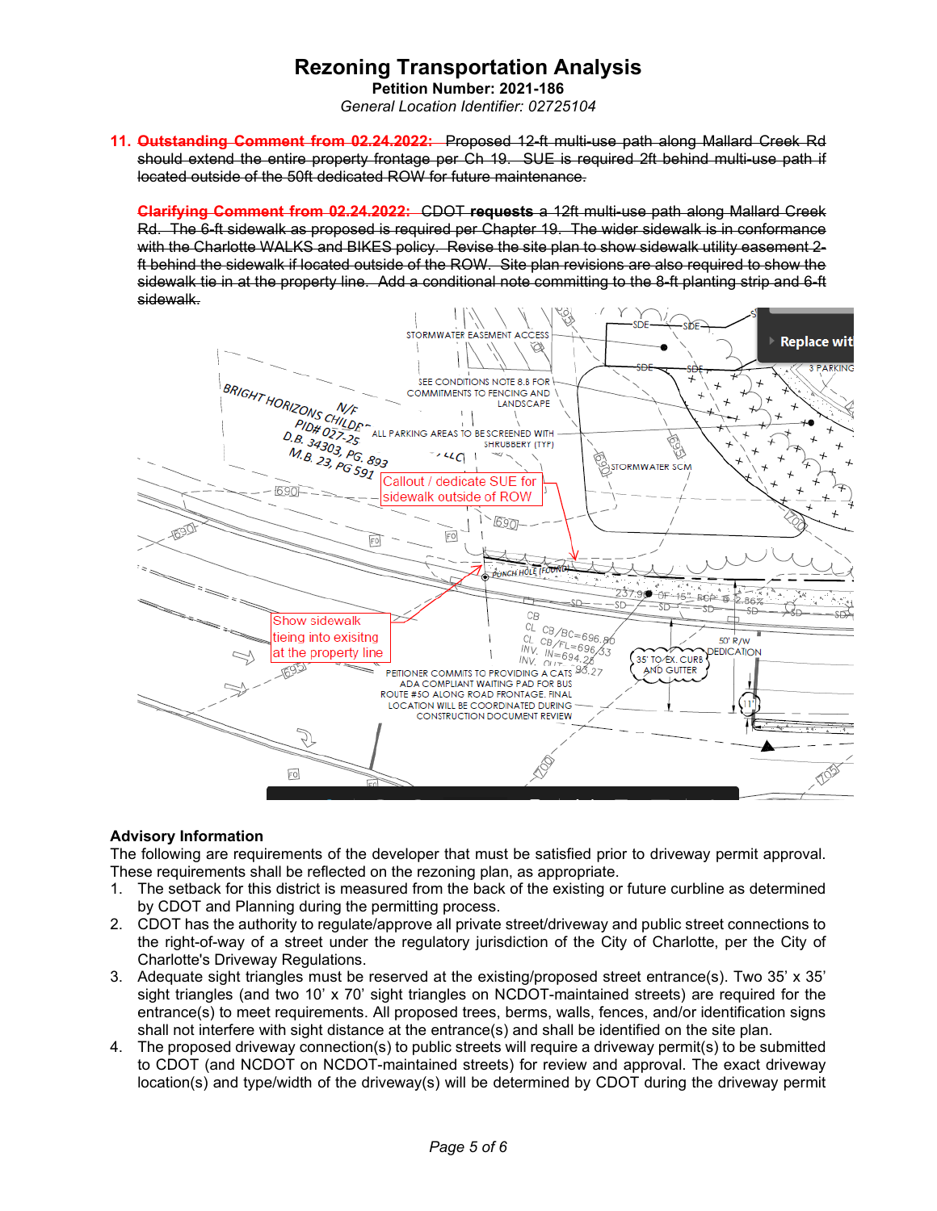# Rezoning Transportation Analysis

**Petition Number: 2021-186**

*General Location Identifier: 02725104*

11. ~~**Outstanding Comment from 02.24.2022:** Proposed 12-ft multi-use path along Mallard Creek Rd should extend the entire property frontage per Ch 19. SUE is required 2ft behind multi-use path if located outside of the 50ft dedicated ROW for future maintenance.~~

    ~~**Clarifying Comment from 02.24.2022:** CDOT **requests** a 12ft multi-use path along Mallard Creek Rd. The 6-ft sidewalk as proposed is required per Chapter 19. The wider sidewalk is in conformance with the Charlotte WALKS and BIKES policy. Revise the site plan to show sidewalk utility easement 2-ft behind the sidewalk if located outside of the ROW. Site plan revisions are also required to show the sidewalk tie in at the property line. Add a conditional note committing to the 8-ft planting strip and 6-ft sidewalk.~~

Callout / dedicate SUE for sidewalk outside of ROW

Show sidewalk tieing into exisitng at the property line

## Advisory Information

The following are requirements of the developer that must be satisfied prior to driveway permit approval. These requirements shall be reflected on the rezoning plan, as appropriate.

1. The setback for this district is measured from the back of the existing or future curbline as determined by CDOT and Planning during the permitting process.
2. CDOT has the authority to regulate/approve all private street/driveway and public street connections to the right-of-way of a street under the regulatory jurisdiction of the City of Charlotte, per the City of Charlotte's Driveway Regulations.
3. Adequate sight triangles must be reserved at the existing/proposed street entrance(s). Two 35' x 35' sight triangles (and two 10' x 70' sight triangles on NCDOT-maintained streets) are required for the entrance(s) to meet requirements. All proposed trees, berms, walls, fences, and/or identification signs shall not interfere with sight distance at the entrance(s) and shall be identified on the site plan.
4. The proposed driveway connection(s) to public streets will require a driveway permit(s) to be submitted to CDOT (and NCDOT on NCDOT-maintained streets) for review and approval. The exact driveway location(s) and type/width of the driveway(s) will be determined by CDOT during the driveway permit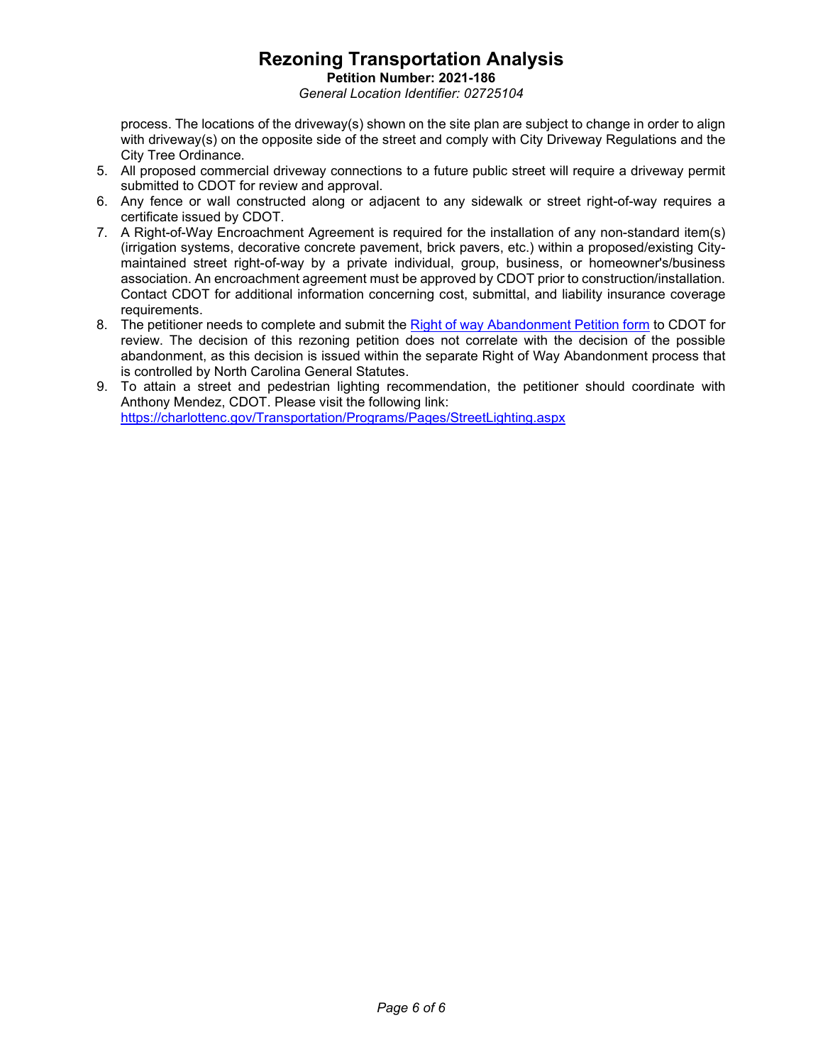process. The locations of the driveway(s) shown on the site plan are subject to change in order to align with driveway(s) on the opposite side of the street and comply with City Driveway Regulations and the City Tree Ordinance.

5. All proposed commercial driveway connections to a future public street will require a driveway permit submitted to CDOT for review and approval.
6. Any fence or wall constructed along or adjacent to any sidewalk or street right-of-way requires a certificate issued by CDOT.
7. A Right-of-Way Encroachment Agreement is required for the installation of any non-standard item(s) (irrigation systems, decorative concrete pavement, brick pavers, etc.) within a proposed/existing City-maintained street right-of-way by a private individual, group, business, or homeowner's/business association. An encroachment agreement must be approved by CDOT prior to construction/installation. Contact CDOT for additional information concerning cost, submittal, and liability insurance coverage requirements.
8. The petitioner needs to complete and submit the [Right of way Abandonment Petition form] to CDOT for review. The decision of this rezoning petition does not correlate with the decision of the possible abandonment, as this decision is issued within the separate Right of Way Abandonment process that is controlled by North Carolina General Statutes.
9. To attain a street and pedestrian lighting recommendation, the petitioner should coordinate with Anthony Mendez, CDOT. Please visit the following link: https://charlottenc.gov/Transportation/Programs/Pages/StreetLighting.aspx